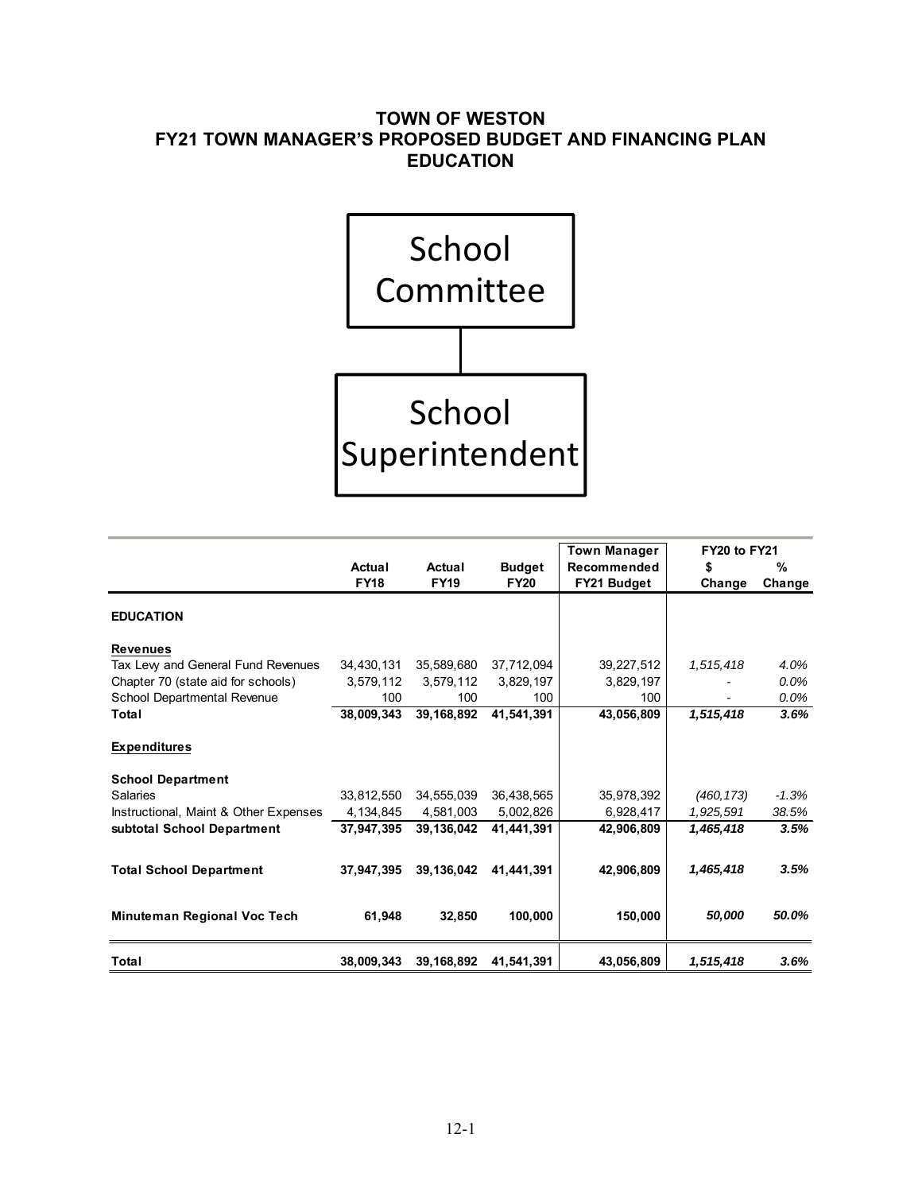# TOWN OF WESTON
# FY21 TOWN MANAGER'S PROPOSED BUDGET AND FINANCING PLAN
# EDUCATION

School Committee

School Superintendent

| | Actual FY18 | Actual FY19 | Budget FY20 | Town Manager Recommended FY21 Budget | FY20 to FY21 $ Change | FY20 to FY21 % Change |
|---|---|---|---|---|---|---|
| **EDUCATION** | | | | | | |
| **Revenues** | | | | | | |
| Tax Levy and General Fund Revenues | 34,430,131 | 35,589,680 | 37,712,094 | 39,227,512 | *1,515,418* | *4.0%* |
| Chapter 70 (state aid for schools) | 3,579,112 | 3,579,112 | 3,829,197 | 3,829,197 | - | *0.0%* |
| School Departmental Revenue | 100 | 100 | 100 | 100 | - | *0.0%* |
| **Total** | **38,009,343** | **39,168,892** | **41,541,391** | **43,056,809** | ***1,515,418*** | ***3.6%*** |
| **Expenditures** | | | | | | |
| **School Department** | | | | | | |
| Salaries | 33,812,550 | 34,555,039 | 36,438,565 | 35,978,392 | *(460,173)* | *-1.3%* |
| Instructional, Maint & Other Expenses | 4,134,845 | 4,581,003 | 5,002,826 | 6,928,417 | *1,925,591* | *38.5%* |
| **subtotal School Department** | **37,947,395** | **39,136,042** | **41,441,391** | **42,906,809** | ***1,465,418*** | ***3.5%*** |
| **Total School Department** | **37,947,395** | **39,136,042** | **41,441,391** | **42,906,809** | ***1,465,418*** | ***3.5%*** |
| **Minuteman Regional Voc Tech** | **61,948** | **32,850** | **100,000** | **150,000** | ***50,000*** | ***50.0%*** |
| **Total** | **38,009,343** | **39,168,892** | **41,541,391** | **43,056,809** | ***1,515,418*** | ***3.6%*** |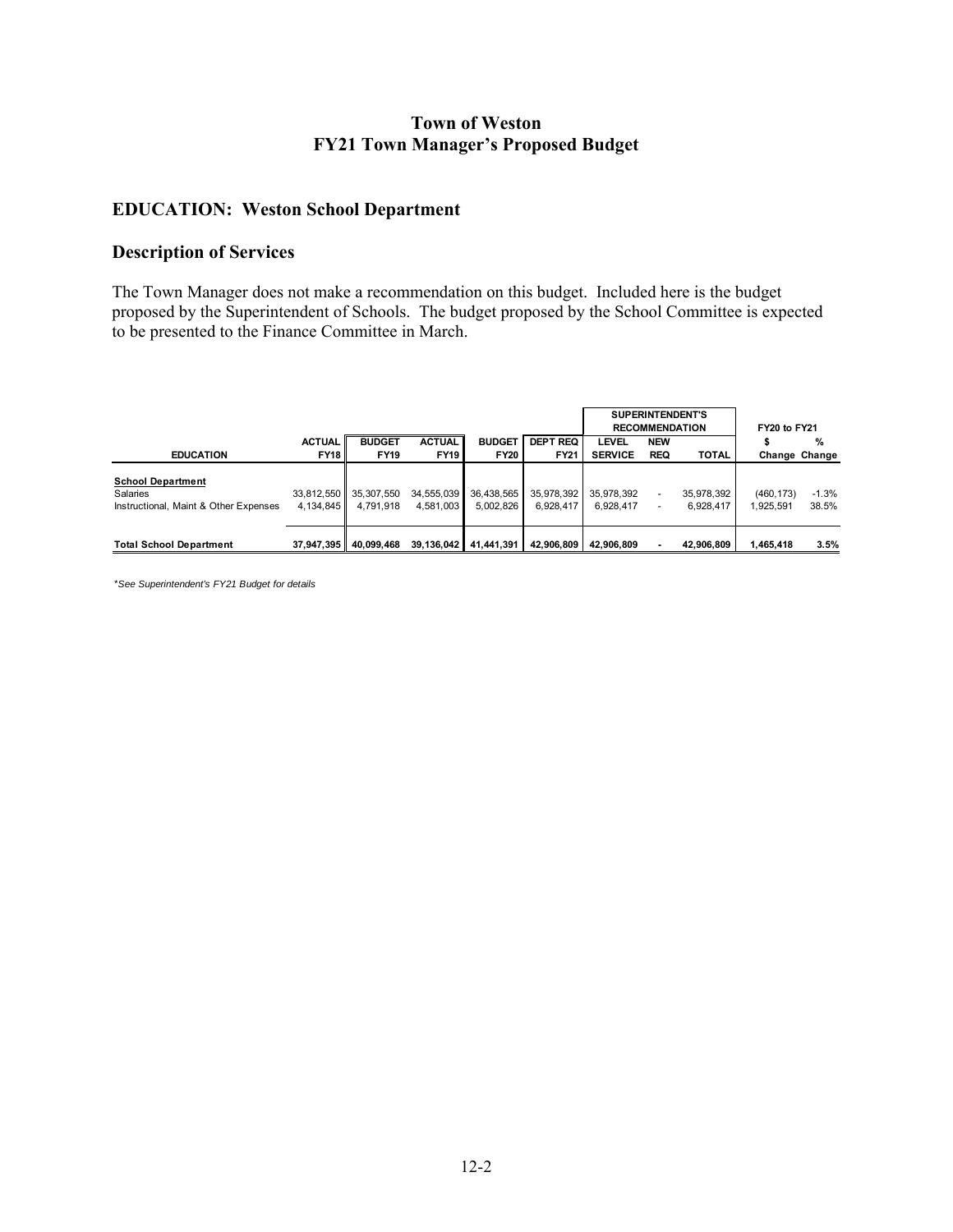## Town of Weston
## FY21 Town Manager's Proposed Budget

## EDUCATION: Weston School Department

## Description of Services

The Town Manager does not make a recommendation on this budget. Included here is the budget proposed by the Superintendent of Schools. The budget proposed by the School Committee is expected to be presented to the Finance Committee in March.

| | | | | | | SUPERINTENDENT'S RECOMMENDATION | | | FY20 to FY21 | |
|---|---|---|---|---|---|---|---|---|---|---|
| **EDUCATION** | **ACTUAL FY18** | **BUDGET FY19** | **ACTUAL FY19** | **BUDGET FY20** | **DEPT REQ FY21** | **LEVEL SERVICE** | **NEW REQ** | **TOTAL** | **$ Change** | **% Change** |
| **School Department** | | | | | | | | | | |
| Salaries | 33,812,550 | 35,307,550 | 34,555,039 | 36,438,565 | 35,978,392 | 35,978,392 | - | 35,978,392 | (460,173) | -1.3% |
| Instructional, Maint & Other Expenses | 4,134,845 | 4,791,918 | 4,581,003 | 5,002,826 | 6,928,417 | 6,928,417 | - | 6,928,417 | 1,925,591 | 38.5% |
| **Total School Department** | **37,947,395** | **40,099,468** | **39,136,042** | **41,441,391** | **42,906,809** | **42,906,809** | **-** | **42,906,809** | **1,465,418** | **3.5%** |

*\*See Superintendent's FY21 Budget for details*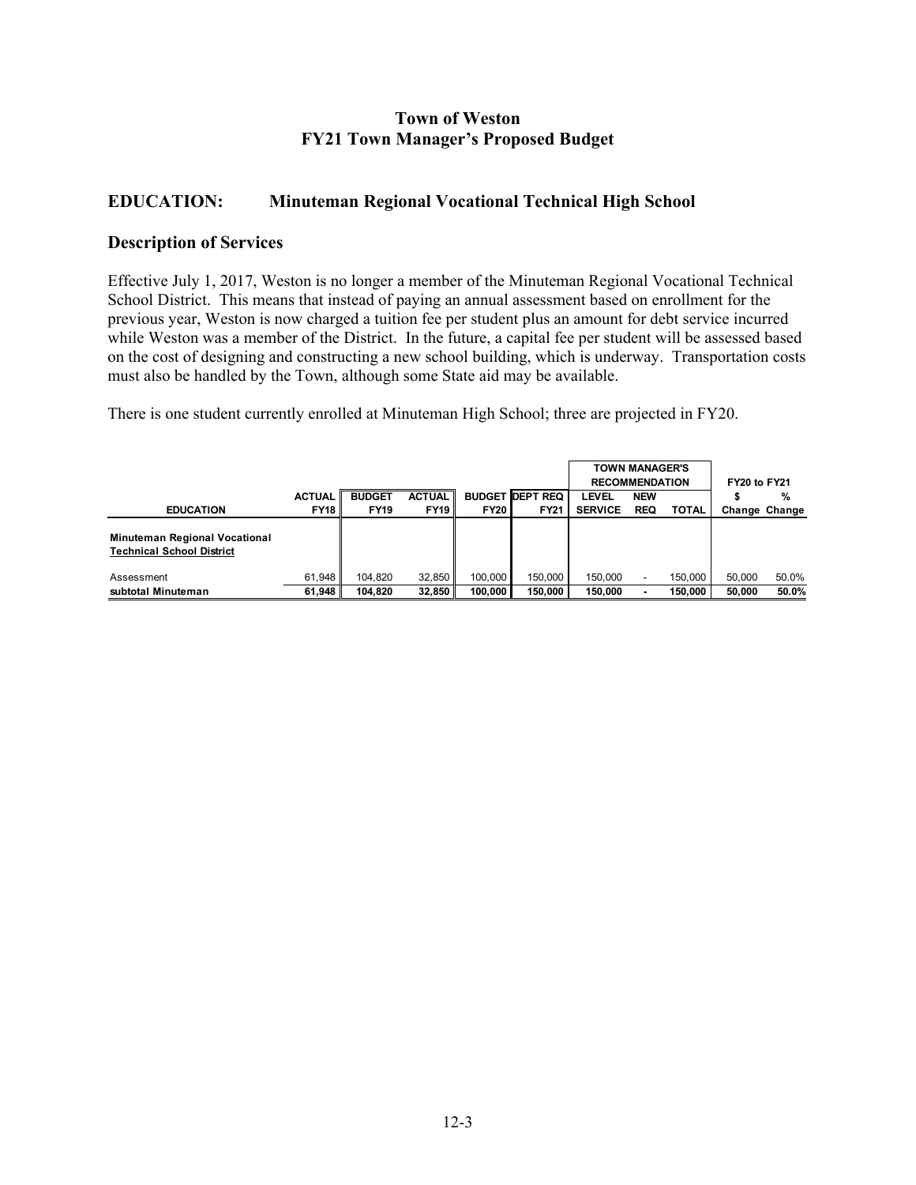## Town of Weston
## FY21 Town Manager's Proposed Budget

## EDUCATION: Minuteman Regional Vocational Technical High School

### Description of Services

Effective July 1, 2017, Weston is no longer a member of the Minuteman Regional Vocational Technical School District. This means that instead of paying an annual assessment based on enrollment for the previous year, Weston is now charged a tuition fee per student plus an amount for debt service incurred while Weston was a member of the District. In the future, a capital fee per student will be assessed based on the cost of designing and constructing a new school building, which is underway. Transportation costs must also be handled by the Town, although some State aid may be available.

There is one student currently enrolled at Minuteman High School; three are projected in FY20.

| | | | | | | TOWN MANAGER'S RECOMMENDATION | | | FY20 to FY21 | |
|---|---|---|---|---|---|---|---|---|---|---|
| EDUCATION | ACTUAL FY18 | BUDGET FY19 | ACTUAL FY19 | BUDGET FY20 | DEPT REQ FY21 | LEVEL SERVICE | NEW REQ | TOTAL | $ Change | % Change |
| **Minuteman Regional Vocational Technical School District** | | | | | | | | | | |
| Assessment | 61,948 | 104,820 | 32,850 | 100,000 | 150,000 | 150,000 | - | 150,000 | 50,000 | 50.0% |
| **subtotal Minuteman** | **61,948** | **104,820** | **32,850** | **100,000** | **150,000** | **150,000** | **-** | **150,000** | **50,000** | **50.0%** |